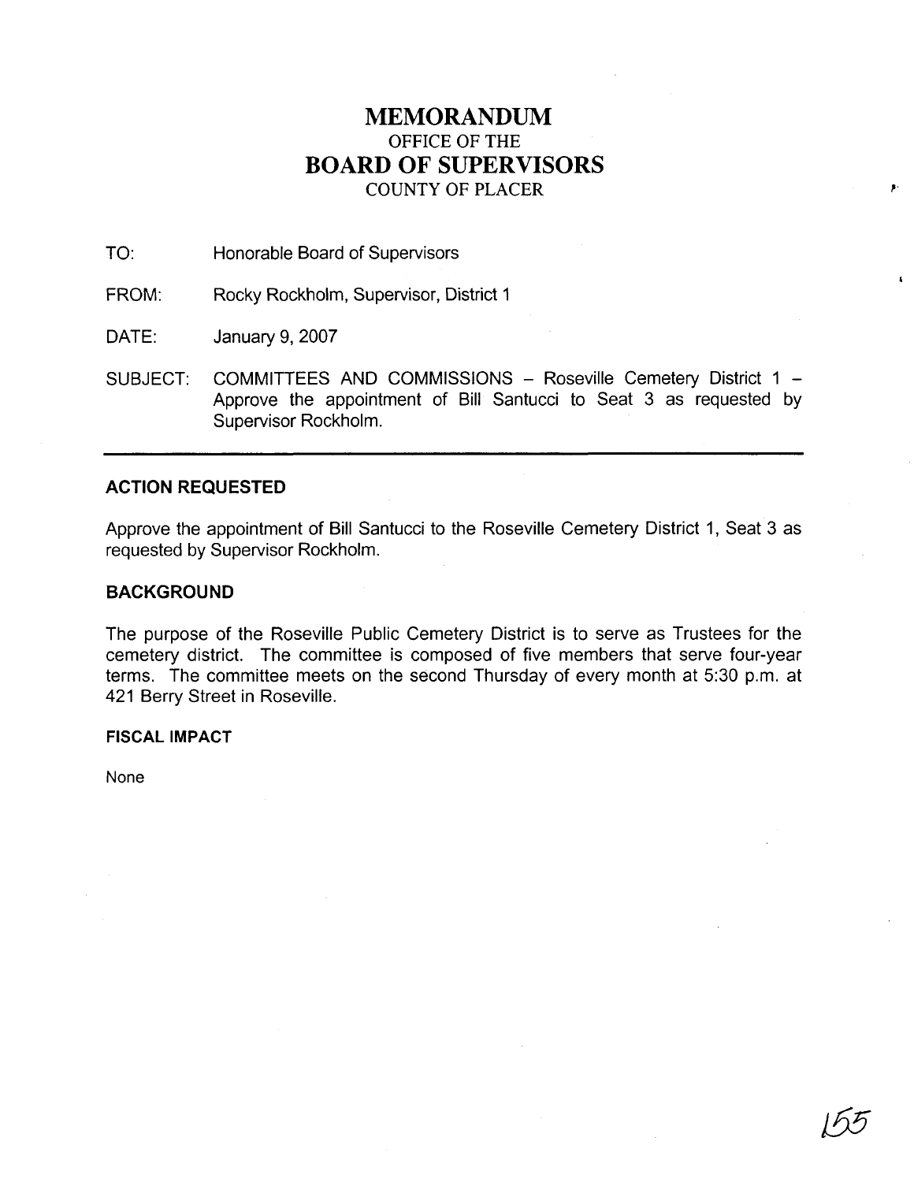# MEMORANDUM
OFFICE OF THE
## BOARD OF SUPERVISORS
COUNTY OF PLACER

TO: Honorable Board of Supervisors

FROM: Rocky Rockholm, Supervisor, District 1

DATE: January 9, 2007

SUBJECT: COMMITTEES AND COMMISSIONS – Roseville Cemetery District 1 – Approve the appointment of Bill Santucci to Seat 3 as requested by Supervisor Rockholm.

---

### ACTION REQUESTED

Approve the appointment of Bill Santucci to the Roseville Cemetery District 1, Seat 3 as requested by Supervisor Rockholm.

### BACKGROUND

The purpose of the Roseville Public Cemetery District is to serve as Trustees for the cemetery district. The committee is composed of five members that serve four-year terms. The committee meets on the second Thursday of every month at 5:30 p.m. at 421 Berry Street in Roseville.

#### FISCAL IMPACT

None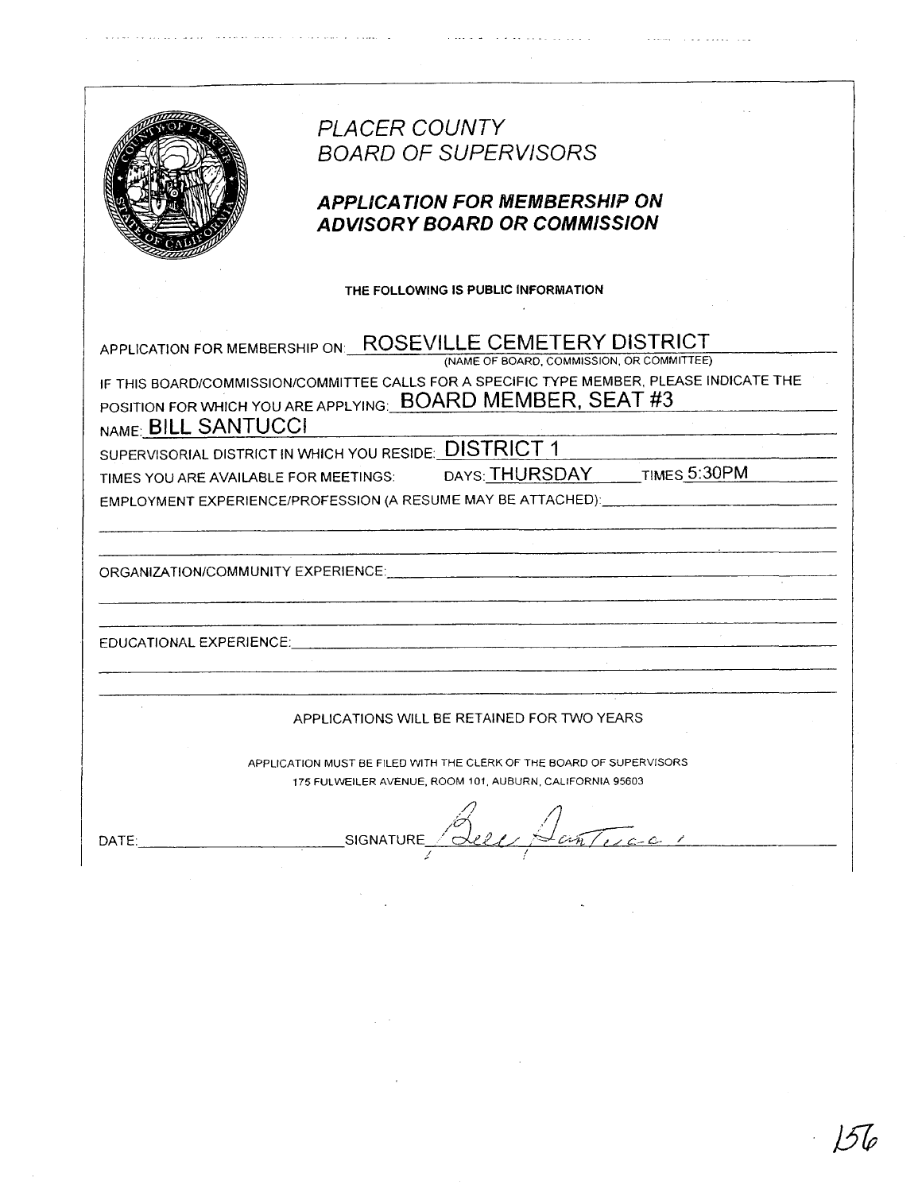# PLACER COUNTY
# BOARD OF SUPERVISORS

## *APPLICATION FOR MEMBERSHIP ON ADVISORY BOARD OR COMMISSION*

**THE FOLLOWING IS PUBLIC INFORMATION**

APPLICATION FOR MEMBERSHIP ON: ROSEVILLE CEMETERY DISTRICT
(NAME OF BOARD, COMMISSION, OR COMMITTEE)

IF THIS BOARD/COMMISSION/COMMITTEE CALLS FOR A SPECIFIC TYPE MEMBER, PLEASE INDICATE THE POSITION FOR WHICH YOU ARE APPLYING: BOARD MEMBER, SEAT #3

NAME: BILL SANTUCCI

SUPERVISORIAL DISTRICT IN WHICH YOU RESIDE: DISTRICT 1

TIMES YOU ARE AVAILABLE FOR MEETINGS: DAYS: THURSDAY TIMES 5:30PM

EMPLOYMENT EXPERIENCE/PROFESSION (A RESUME MAY BE ATTACHED): ______

ORGANIZATION/COMMUNITY EXPERIENCE: ______

EDUCATIONAL EXPERIENCE: ______

APPLICATIONS WILL BE RETAINED FOR TWO YEARS

APPLICATION MUST BE FILED WITH THE CLERK OF THE BOARD OF SUPERVISORS
175 FULWEILER AVENUE, ROOM 101, AUBURN, CALIFORNIA 95603

DATE: ______ SIGNATURE: Bill Santucci